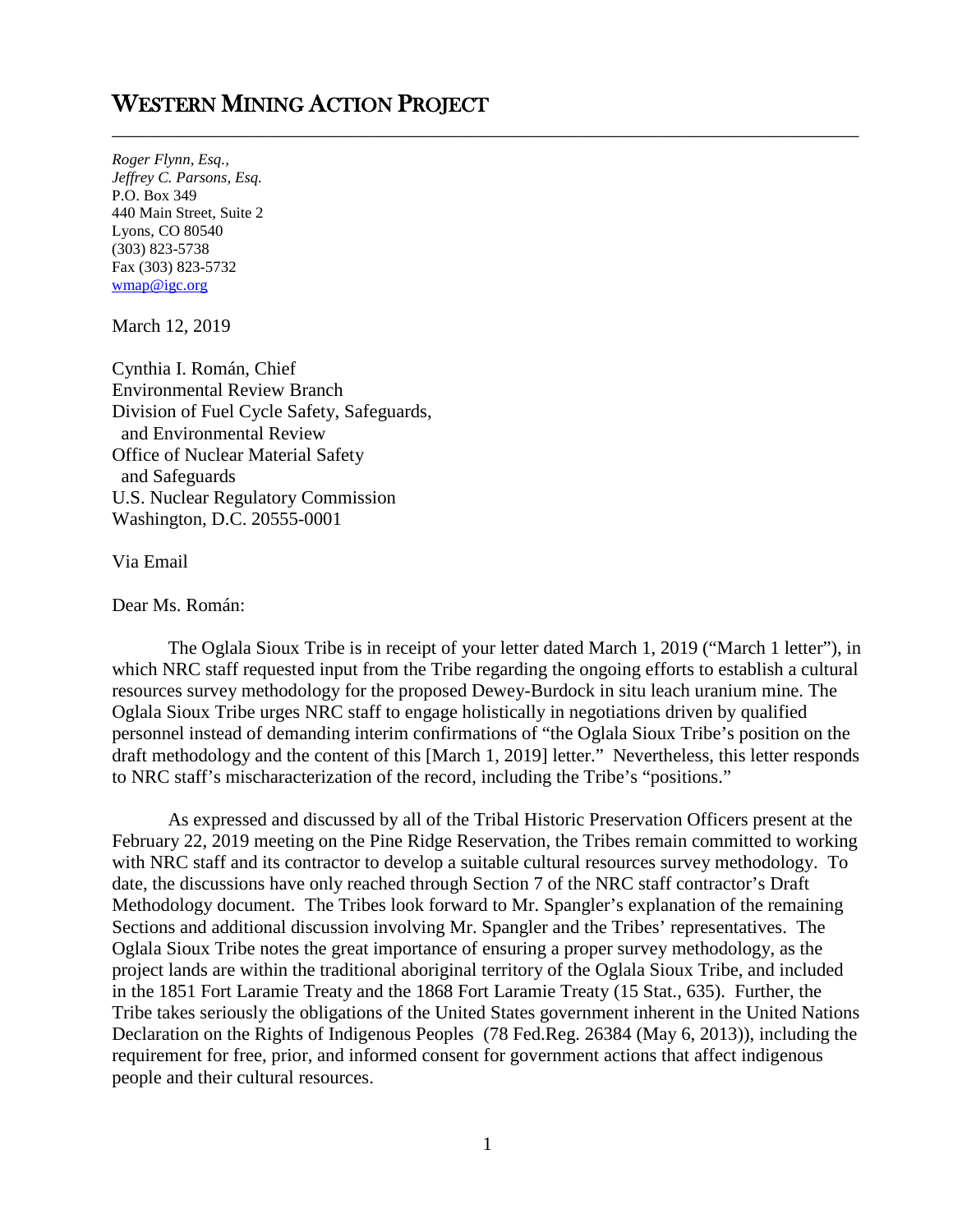# WESTERN MINING ACTION PROJECT

---

*Roger Flynn, Esq.,*
*Jeffrey C. Parsons, Esq.*
P.O. Box 349
440 Main Street, Suite 2
Lyons, CO 80540
(303) 823-5738
Fax (303) 823-5732
wmap@igc.org

March 12, 2019

Cynthia I. Román, Chief
Environmental Review Branch
Division of Fuel Cycle Safety, Safeguards,
and Environmental Review
Office of Nuclear Material Safety
and Safeguards
U.S. Nuclear Regulatory Commission
Washington, D.C. 20555-0001

Via Email

Dear Ms. Román:

The Oglala Sioux Tribe is in receipt of your letter dated March 1, 2019 ("March 1 letter"), in which NRC staff requested input from the Tribe regarding the ongoing efforts to establish a cultural resources survey methodology for the proposed Dewey-Burdock in situ leach uranium mine. The Oglala Sioux Tribe urges NRC staff to engage holistically in negotiations driven by qualified personnel instead of demanding interim confirmations of "the Oglala Sioux Tribe's position on the draft methodology and the content of this [March 1, 2019] letter." Nevertheless, this letter responds to NRC staff's mischaracterization of the record, including the Tribe's "positions."

As expressed and discussed by all of the Tribal Historic Preservation Officers present at the February 22, 2019 meeting on the Pine Ridge Reservation, the Tribes remain committed to working with NRC staff and its contractor to develop a suitable cultural resources survey methodology. To date, the discussions have only reached through Section 7 of the NRC staff contractor's Draft Methodology document. The Tribes look forward to Mr. Spangler's explanation of the remaining Sections and additional discussion involving Mr. Spangler and the Tribes' representatives. The Oglala Sioux Tribe notes the great importance of ensuring a proper survey methodology, as the project lands are within the traditional aboriginal territory of the Oglala Sioux Tribe, and included in the 1851 Fort Laramie Treaty and the 1868 Fort Laramie Treaty (15 Stat., 635). Further, the Tribe takes seriously the obligations of the United States government inherent in the United Nations Declaration on the Rights of Indigenous Peoples (78 Fed.Reg. 26384 (May 6, 2013)), including the requirement for free, prior, and informed consent for government actions that affect indigenous people and their cultural resources.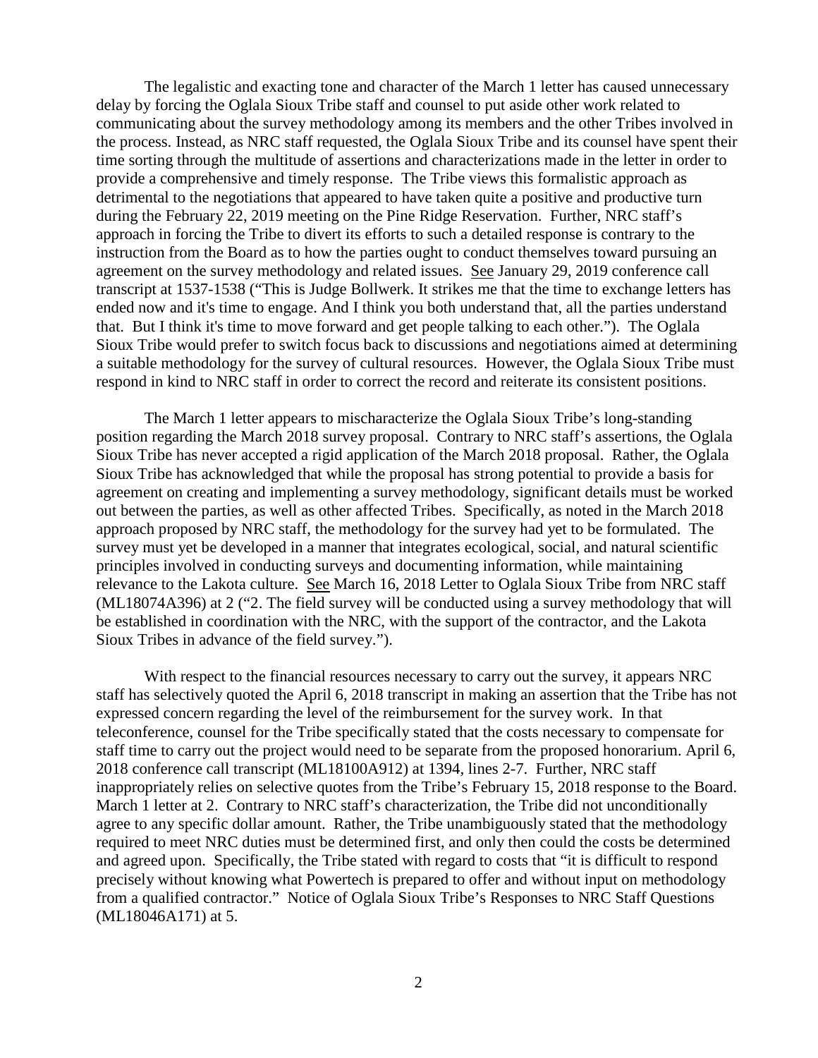The legalistic and exacting tone and character of the March 1 letter has caused unnecessary delay by forcing the Oglala Sioux Tribe staff and counsel to put aside other work related to communicating about the survey methodology among its members and the other Tribes involved in the process. Instead, as NRC staff requested, the Oglala Sioux Tribe and its counsel have spent their time sorting through the multitude of assertions and characterizations made in the letter in order to provide a comprehensive and timely response. The Tribe views this formalistic approach as detrimental to the negotiations that appeared to have taken quite a positive and productive turn during the February 22, 2019 meeting on the Pine Ridge Reservation. Further, NRC staff's approach in forcing the Tribe to divert its efforts to such a detailed response is contrary to the instruction from the Board as to how the parties ought to conduct themselves toward pursuing an agreement on the survey methodology and related issues. See January 29, 2019 conference call transcript at 1537-1538 ("This is Judge Bollwerk. It strikes me that the time to exchange letters has ended now and it's time to engage. And I think you both understand that, all the parties understand that. But I think it's time to move forward and get people talking to each other."). The Oglala Sioux Tribe would prefer to switch focus back to discussions and negotiations aimed at determining a suitable methodology for the survey of cultural resources. However, the Oglala Sioux Tribe must respond in kind to NRC staff in order to correct the record and reiterate its consistent positions.

The March 1 letter appears to mischaracterize the Oglala Sioux Tribe's long-standing position regarding the March 2018 survey proposal. Contrary to NRC staff's assertions, the Oglala Sioux Tribe has never accepted a rigid application of the March 2018 proposal. Rather, the Oglala Sioux Tribe has acknowledged that while the proposal has strong potential to provide a basis for agreement on creating and implementing a survey methodology, significant details must be worked out between the parties, as well as other affected Tribes. Specifically, as noted in the March 2018 approach proposed by NRC staff, the methodology for the survey had yet to be formulated. The survey must yet be developed in a manner that integrates ecological, social, and natural scientific principles involved in conducting surveys and documenting information, while maintaining relevance to the Lakota culture. See March 16, 2018 Letter to Oglala Sioux Tribe from NRC staff (ML18074A396) at 2 ("2. The field survey will be conducted using a survey methodology that will be established in coordination with the NRC, with the support of the contractor, and the Lakota Sioux Tribes in advance of the field survey.").

With respect to the financial resources necessary to carry out the survey, it appears NRC staff has selectively quoted the April 6, 2018 transcript in making an assertion that the Tribe has not expressed concern regarding the level of the reimbursement for the survey work. In that teleconference, counsel for the Tribe specifically stated that the costs necessary to compensate for staff time to carry out the project would need to be separate from the proposed honorarium. April 6, 2018 conference call transcript (ML18100A912) at 1394, lines 2-7. Further, NRC staff inappropriately relies on selective quotes from the Tribe's February 15, 2018 response to the Board. March 1 letter at 2. Contrary to NRC staff's characterization, the Tribe did not unconditionally agree to any specific dollar amount. Rather, the Tribe unambiguously stated that the methodology required to meet NRC duties must be determined first, and only then could the costs be determined and agreed upon. Specifically, the Tribe stated with regard to costs that "it is difficult to respond precisely without knowing what Powertech is prepared to offer and without input on methodology from a qualified contractor." Notice of Oglala Sioux Tribe's Responses to NRC Staff Questions (ML18046A171) at 5.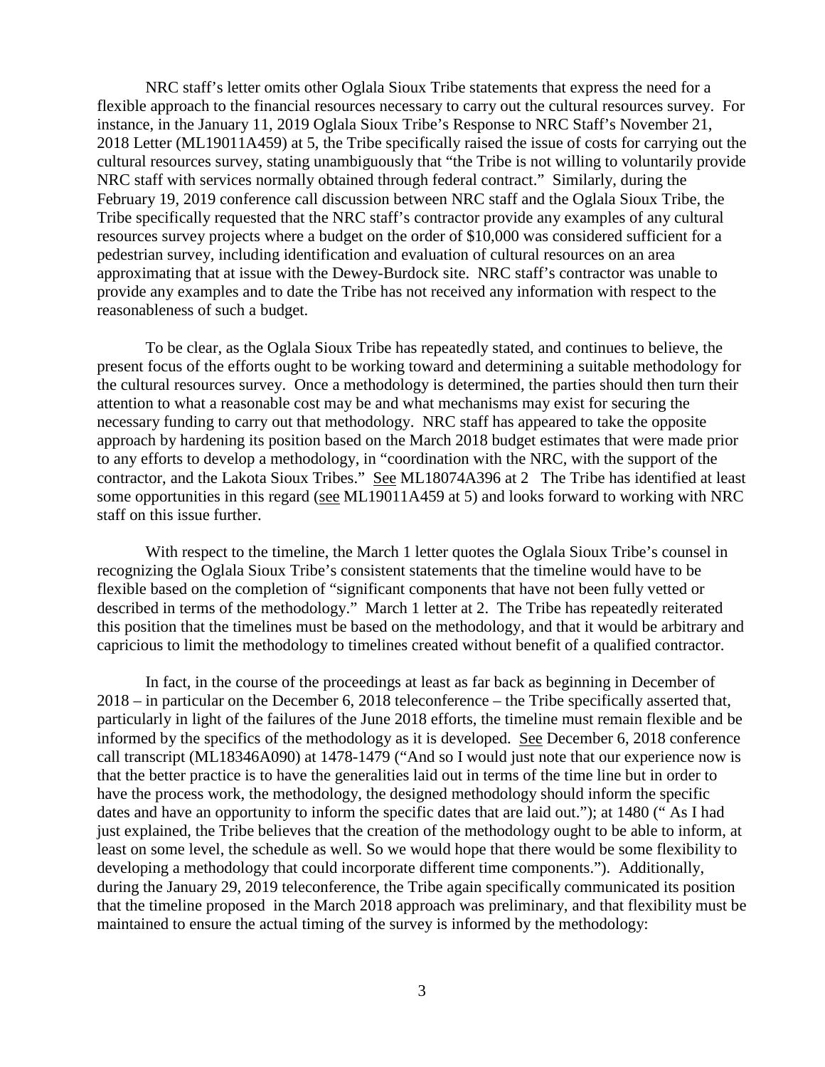NRC staff's letter omits other Oglala Sioux Tribe statements that express the need for a flexible approach to the financial resources necessary to carry out the cultural resources survey. For instance, in the January 11, 2019 Oglala Sioux Tribe's Response to NRC Staff's November 21, 2018 Letter (ML19011A459) at 5, the Tribe specifically raised the issue of costs for carrying out the cultural resources survey, stating unambiguously that "the Tribe is not willing to voluntarily provide NRC staff with services normally obtained through federal contract." Similarly, during the February 19, 2019 conference call discussion between NRC staff and the Oglala Sioux Tribe, the Tribe specifically requested that the NRC staff's contractor provide any examples of any cultural resources survey projects where a budget on the order of $10,000 was considered sufficient for a pedestrian survey, including identification and evaluation of cultural resources on an area approximating that at issue with the Dewey-Burdock site. NRC staff's contractor was unable to provide any examples and to date the Tribe has not received any information with respect to the reasonableness of such a budget.

To be clear, as the Oglala Sioux Tribe has repeatedly stated, and continues to believe, the present focus of the efforts ought to be working toward and determining a suitable methodology for the cultural resources survey. Once a methodology is determined, the parties should then turn their attention to what a reasonable cost may be and what mechanisms may exist for securing the necessary funding to carry out that methodology. NRC staff has appeared to take the opposite approach by hardening its position based on the March 2018 budget estimates that were made prior to any efforts to develop a methodology, in "coordination with the NRC, with the support of the contractor, and the Lakota Sioux Tribes." See ML18074A396 at 2 The Tribe has identified at least some opportunities in this regard (see ML19011A459 at 5) and looks forward to working with NRC staff on this issue further.

With respect to the timeline, the March 1 letter quotes the Oglala Sioux Tribe's counsel in recognizing the Oglala Sioux Tribe's consistent statements that the timeline would have to be flexible based on the completion of "significant components that have not been fully vetted or described in terms of the methodology." March 1 letter at 2. The Tribe has repeatedly reiterated this position that the timelines must be based on the methodology, and that it would be arbitrary and capricious to limit the methodology to timelines created without benefit of a qualified contractor.

In fact, in the course of the proceedings at least as far back as beginning in December of 2018 – in particular on the December 6, 2018 teleconference – the Tribe specifically asserted that, particularly in light of the failures of the June 2018 efforts, the timeline must remain flexible and be informed by the specifics of the methodology as it is developed. See December 6, 2018 conference call transcript (ML18346A090) at 1478-1479 ("And so I would just note that our experience now is that the better practice is to have the generalities laid out in terms of the time line but in order to have the process work, the methodology, the designed methodology should inform the specific dates and have an opportunity to inform the specific dates that are laid out."); at 1480 (" As I had just explained, the Tribe believes that the creation of the methodology ought to be able to inform, at least on some level, the schedule as well. So we would hope that there would be some flexibility to developing a methodology that could incorporate different time components."). Additionally, during the January 29, 2019 teleconference, the Tribe again specifically communicated its position that the timeline proposed in the March 2018 approach was preliminary, and that flexibility must be maintained to ensure the actual timing of the survey is informed by the methodology: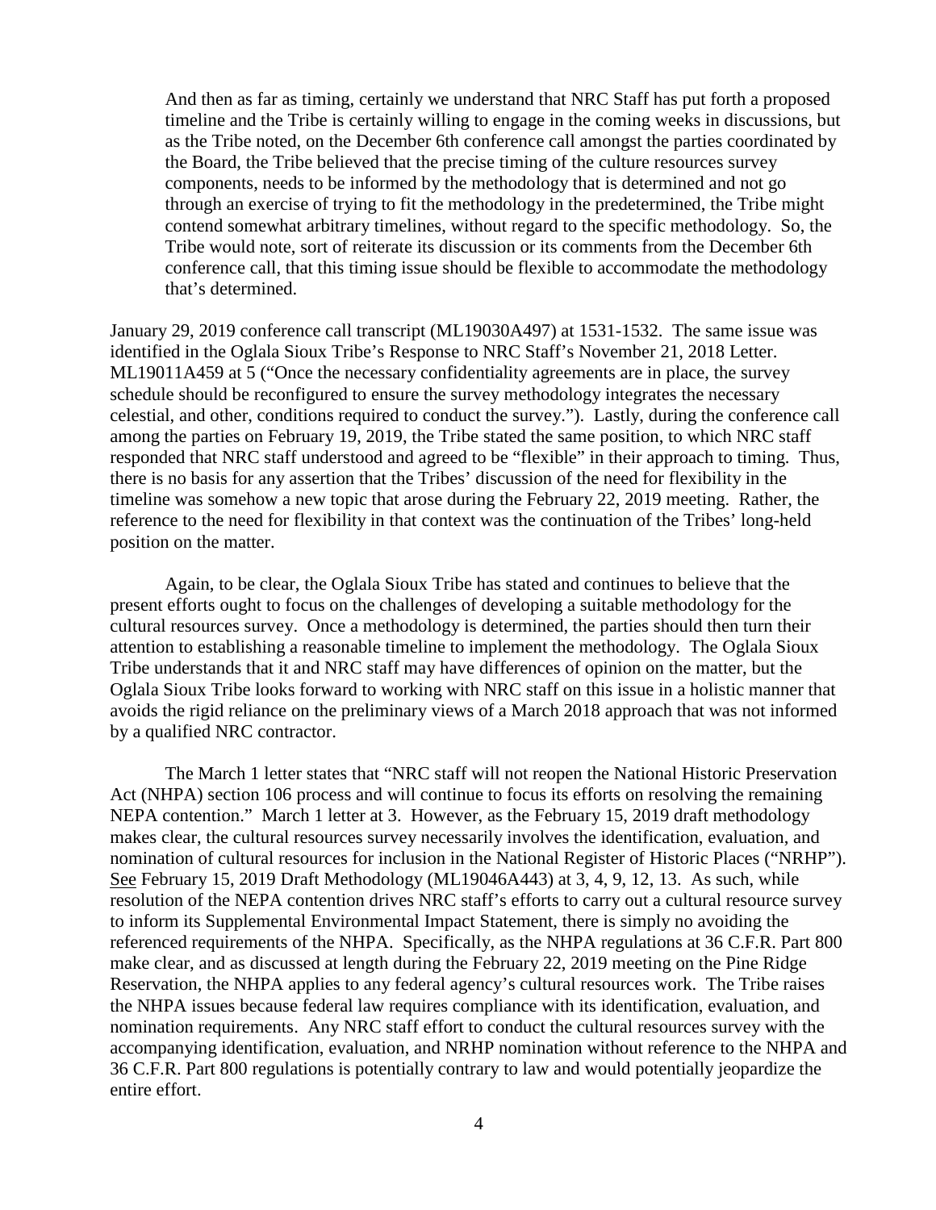> And then as far as timing, certainly we understand that NRC Staff has put forth a proposed timeline and the Tribe is certainly willing to engage in the coming weeks in discussions, but as the Tribe noted, on the December 6th conference call amongst the parties coordinated by the Board, the Tribe believed that the precise timing of the culture resources survey components, needs to be informed by the methodology that is determined and not go through an exercise of trying to fit the methodology in the predetermined, the Tribe might contend somewhat arbitrary timelines, without regard to the specific methodology. So, the Tribe would note, sort of reiterate its discussion or its comments from the December 6th conference call, that this timing issue should be flexible to accommodate the methodology that's determined.

January 29, 2019 conference call transcript (ML19030A497) at 1531-1532. The same issue was identified in the Oglala Sioux Tribe's Response to NRC Staff's November 21, 2018 Letter. ML19011A459 at 5 ("Once the necessary confidentiality agreements are in place, the survey schedule should be reconfigured to ensure the survey methodology integrates the necessary celestial, and other, conditions required to conduct the survey."). Lastly, during the conference call among the parties on February 19, 2019, the Tribe stated the same position, to which NRC staff responded that NRC staff understood and agreed to be "flexible" in their approach to timing. Thus, there is no basis for any assertion that the Tribes' discussion of the need for flexibility in the timeline was somehow a new topic that arose during the February 22, 2019 meeting. Rather, the reference to the need for flexibility in that context was the continuation of the Tribes' long-held position on the matter.

Again, to be clear, the Oglala Sioux Tribe has stated and continues to believe that the present efforts ought to focus on the challenges of developing a suitable methodology for the cultural resources survey. Once a methodology is determined, the parties should then turn their attention to establishing a reasonable timeline to implement the methodology. The Oglala Sioux Tribe understands that it and NRC staff may have differences of opinion on the matter, but the Oglala Sioux Tribe looks forward to working with NRC staff on this issue in a holistic manner that avoids the rigid reliance on the preliminary views of a March 2018 approach that was not informed by a qualified NRC contractor.

The March 1 letter states that "NRC staff will not reopen the National Historic Preservation Act (NHPA) section 106 process and will continue to focus its efforts on resolving the remaining NEPA contention." March 1 letter at 3. However, as the February 15, 2019 draft methodology makes clear, the cultural resources survey necessarily involves the identification, evaluation, and nomination of cultural resources for inclusion in the National Register of Historic Places ("NRHP"). See February 15, 2019 Draft Methodology (ML19046A443) at 3, 4, 9, 12, 13. As such, while resolution of the NEPA contention drives NRC staff's efforts to carry out a cultural resource survey to inform its Supplemental Environmental Impact Statement, there is simply no avoiding the referenced requirements of the NHPA. Specifically, as the NHPA regulations at 36 C.F.R. Part 800 make clear, and as discussed at length during the February 22, 2019 meeting on the Pine Ridge Reservation, the NHPA applies to any federal agency's cultural resources work. The Tribe raises the NHPA issues because federal law requires compliance with its identification, evaluation, and nomination requirements. Any NRC staff effort to conduct the cultural resources survey with the accompanying identification, evaluation, and NRHP nomination without reference to the NHPA and 36 C.F.R. Part 800 regulations is potentially contrary to law and would potentially jeopardize the entire effort.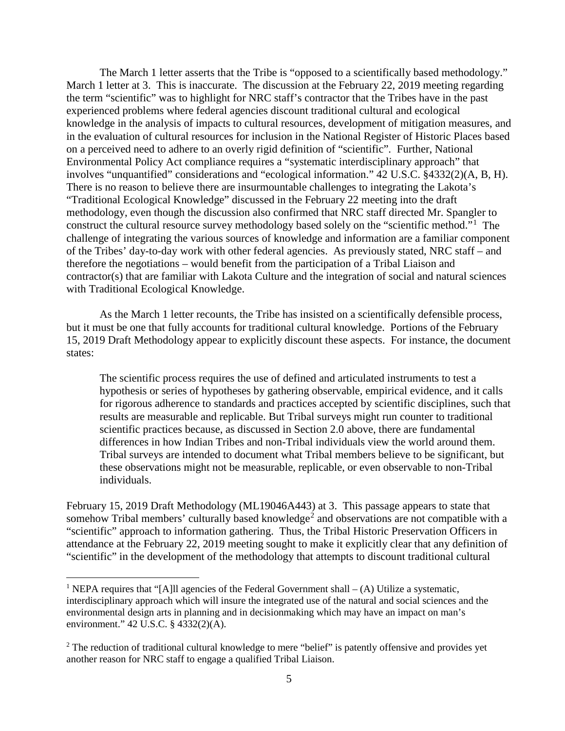The March 1 letter asserts that the Tribe is "opposed to a scientifically based methodology." March 1 letter at 3. This is inaccurate. The discussion at the February 22, 2019 meeting regarding the term "scientific" was to highlight for NRC staff's contractor that the Tribes have in the past experienced problems where federal agencies discount traditional cultural and ecological knowledge in the analysis of impacts to cultural resources, development of mitigation measures, and in the evaluation of cultural resources for inclusion in the National Register of Historic Places based on a perceived need to adhere to an overly rigid definition of "scientific". Further, National Environmental Policy Act compliance requires a "systematic interdisciplinary approach" that involves "unquantified" considerations and "ecological information." 42 U.S.C. §4332(2)(A, B, H). There is no reason to believe there are insurmountable challenges to integrating the Lakota's "Traditional Ecological Knowledge" discussed in the February 22 meeting into the draft methodology, even though the discussion also confirmed that NRC staff directed Mr. Spangler to construct the cultural resource survey methodology based solely on the "scientific method."[1] The challenge of integrating the various sources of knowledge and information are a familiar component of the Tribes' day-to-day work with other federal agencies. As previously stated, NRC staff – and therefore the negotiations – would benefit from the participation of a Tribal Liaison and contractor(s) that are familiar with Lakota Culture and the integration of social and natural sciences with Traditional Ecological Knowledge.

As the March 1 letter recounts, the Tribe has insisted on a scientifically defensible process, but it must be one that fully accounts for traditional cultural knowledge. Portions of the February 15, 2019 Draft Methodology appear to explicitly discount these aspects. For instance, the document states:

> The scientific process requires the use of defined and articulated instruments to test a hypothesis or series of hypotheses by gathering observable, empirical evidence, and it calls for rigorous adherence to standards and practices accepted by scientific disciplines, such that results are measurable and replicable. But Tribal surveys might run counter to traditional scientific practices because, as discussed in Section 2.0 above, there are fundamental differences in how Indian Tribes and non-Tribal individuals view the world around them. Tribal surveys are intended to document what Tribal members believe to be significant, but these observations might not be measurable, replicable, or even observable to non-Tribal individuals.

February 15, 2019 Draft Methodology (ML19046A443) at 3. This passage appears to state that somehow Tribal members' culturally based knowledge[2] and observations are not compatible with a "scientific" approach to information gathering. Thus, the Tribal Historic Preservation Officers in attendance at the February 22, 2019 meeting sought to make it explicitly clear that any definition of "scientific" in the development of the methodology that attempts to discount traditional cultural

---

[1] NEPA requires that "[A]ll agencies of the Federal Government shall – (A) Utilize a systematic, interdisciplinary approach which will insure the integrated use of the natural and social sciences and the environmental design arts in planning and in decisionmaking which may have an impact on man's environment." 42 U.S.C. § 4332(2)(A).

[2] The reduction of traditional cultural knowledge to mere "belief" is patently offensive and provides yet another reason for NRC staff to engage a qualified Tribal Liaison.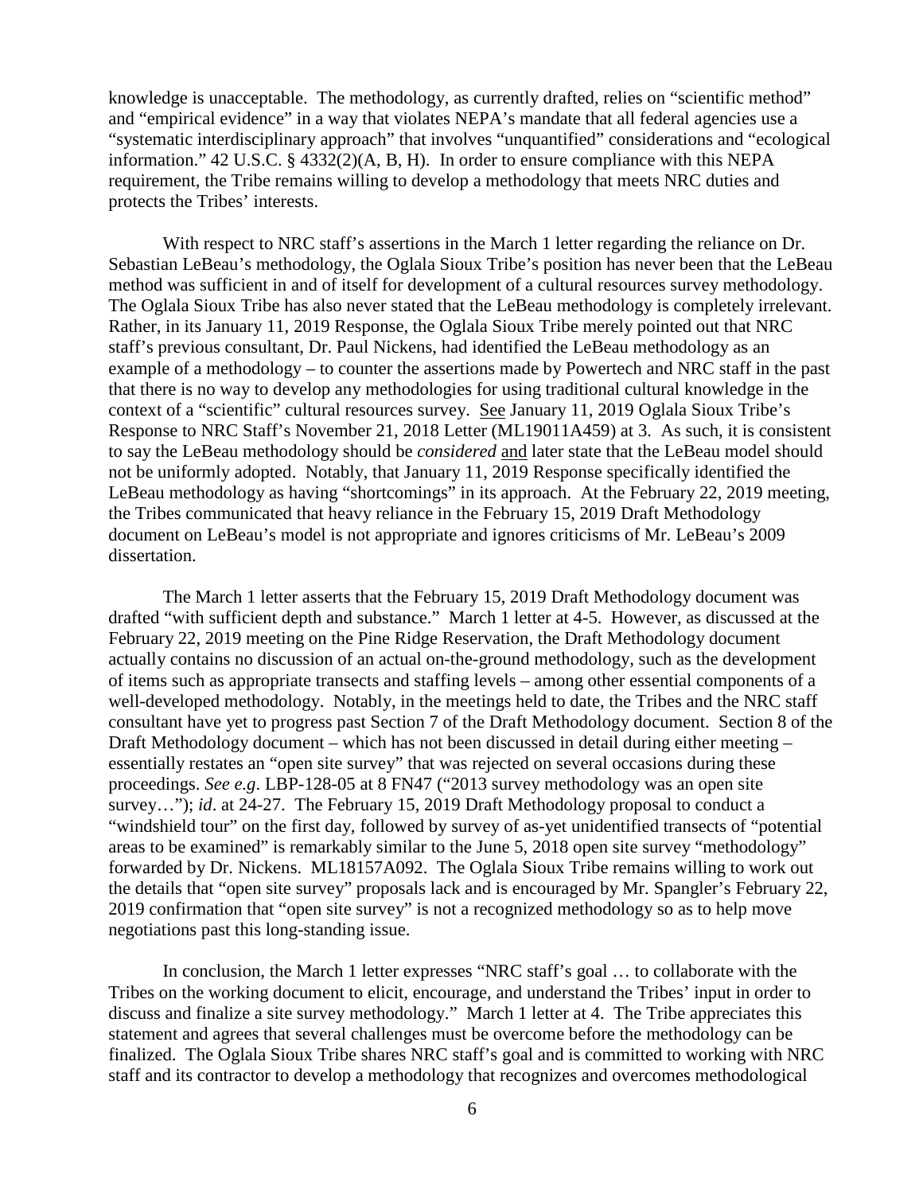knowledge is unacceptable. The methodology, as currently drafted, relies on "scientific method" and "empirical evidence" in a way that violates NEPA's mandate that all federal agencies use a "systematic interdisciplinary approach" that involves "unquantified" considerations and "ecological information." 42 U.S.C. § 4332(2)(A, B, H). In order to ensure compliance with this NEPA requirement, the Tribe remains willing to develop a methodology that meets NRC duties and protects the Tribes' interests.

With respect to NRC staff's assertions in the March 1 letter regarding the reliance on Dr. Sebastian LeBeau's methodology, the Oglala Sioux Tribe's position has never been that the LeBeau method was sufficient in and of itself for development of a cultural resources survey methodology. The Oglala Sioux Tribe has also never stated that the LeBeau methodology is completely irrelevant. Rather, in its January 11, 2019 Response, the Oglala Sioux Tribe merely pointed out that NRC staff's previous consultant, Dr. Paul Nickens, had identified the LeBeau methodology as an example of a methodology – to counter the assertions made by Powertech and NRC staff in the past that there is no way to develop any methodologies for using traditional cultural knowledge in the context of a "scientific" cultural resources survey. See January 11, 2019 Oglala Sioux Tribe's Response to NRC Staff's November 21, 2018 Letter (ML19011A459) at 3. As such, it is consistent to say the LeBeau methodology should be *considered* and later state that the LeBeau model should not be uniformly adopted. Notably, that January 11, 2019 Response specifically identified the LeBeau methodology as having "shortcomings" in its approach. At the February 22, 2019 meeting, the Tribes communicated that heavy reliance in the February 15, 2019 Draft Methodology document on LeBeau's model is not appropriate and ignores criticisms of Mr. LeBeau's 2009 dissertation.

The March 1 letter asserts that the February 15, 2019 Draft Methodology document was drafted "with sufficient depth and substance." March 1 letter at 4-5. However, as discussed at the February 22, 2019 meeting on the Pine Ridge Reservation, the Draft Methodology document actually contains no discussion of an actual on-the-ground methodology, such as the development of items such as appropriate transects and staffing levels – among other essential components of a well-developed methodology. Notably, in the meetings held to date, the Tribes and the NRC staff consultant have yet to progress past Section 7 of the Draft Methodology document. Section 8 of the Draft Methodology document – which has not been discussed in detail during either meeting – essentially restates an "open site survey" that was rejected on several occasions during these proceedings. *See e.g*. LBP-128-05 at 8 FN47 ("2013 survey methodology was an open site survey…"); *id*. at 24-27. The February 15, 2019 Draft Methodology proposal to conduct a "windshield tour" on the first day, followed by survey of as-yet unidentified transects of "potential areas to be examined" is remarkably similar to the June 5, 2018 open site survey "methodology" forwarded by Dr. Nickens. ML18157A092. The Oglala Sioux Tribe remains willing to work out the details that "open site survey" proposals lack and is encouraged by Mr. Spangler's February 22, 2019 confirmation that "open site survey" is not a recognized methodology so as to help move negotiations past this long-standing issue.

In conclusion, the March 1 letter expresses "NRC staff's goal … to collaborate with the Tribes on the working document to elicit, encourage, and understand the Tribes' input in order to discuss and finalize a site survey methodology." March 1 letter at 4. The Tribe appreciates this statement and agrees that several challenges must be overcome before the methodology can be finalized. The Oglala Sioux Tribe shares NRC staff's goal and is committed to working with NRC staff and its contractor to develop a methodology that recognizes and overcomes methodological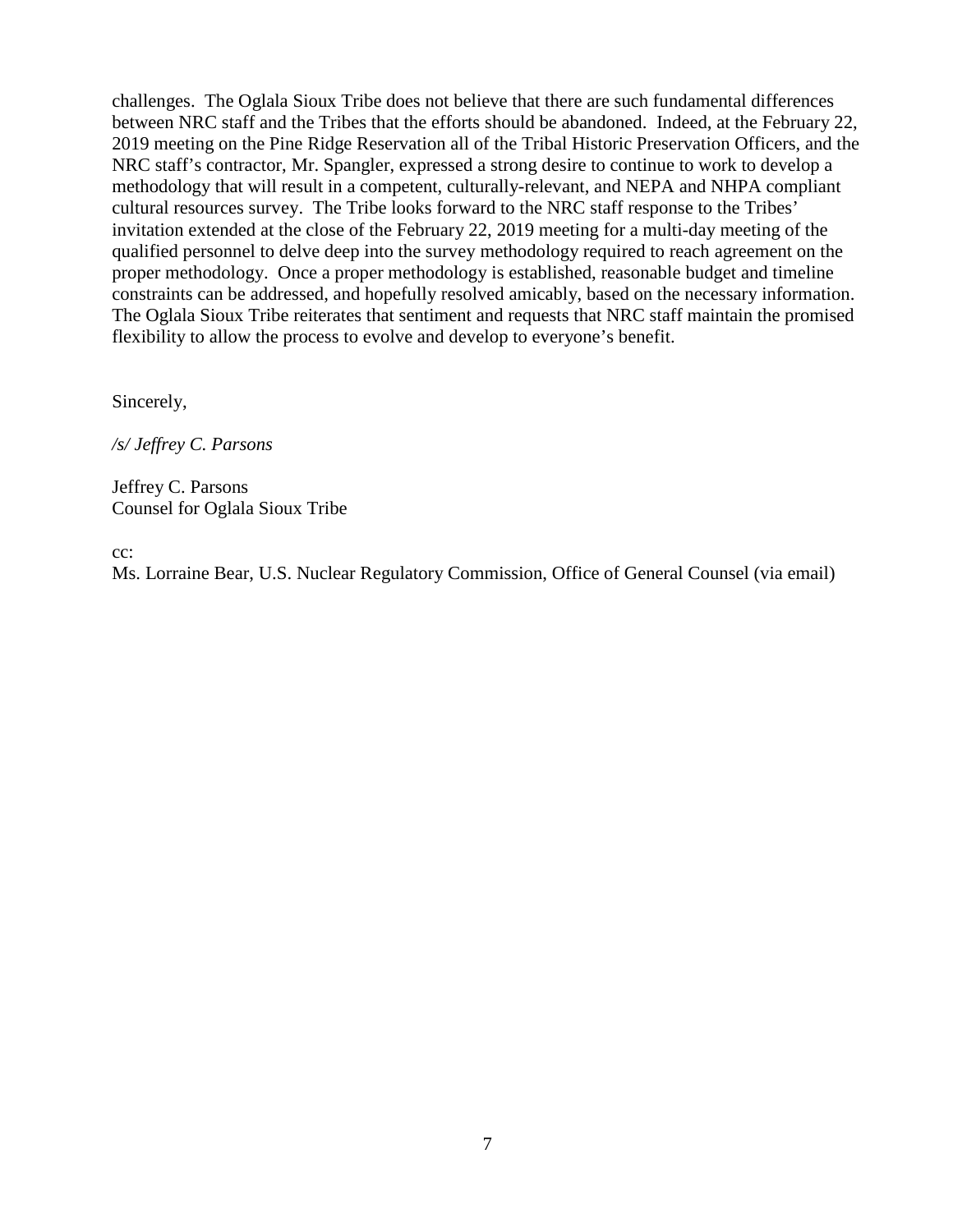challenges. The Oglala Sioux Tribe does not believe that there are such fundamental differences between NRC staff and the Tribes that the efforts should be abandoned. Indeed, at the February 22, 2019 meeting on the Pine Ridge Reservation all of the Tribal Historic Preservation Officers, and the NRC staff's contractor, Mr. Spangler, expressed a strong desire to continue to work to develop a methodology that will result in a competent, culturally-relevant, and NEPA and NHPA compliant cultural resources survey. The Tribe looks forward to the NRC staff response to the Tribes' invitation extended at the close of the February 22, 2019 meeting for a multi-day meeting of the qualified personnel to delve deep into the survey methodology required to reach agreement on the proper methodology. Once a proper methodology is established, reasonable budget and timeline constraints can be addressed, and hopefully resolved amicably, based on the necessary information. The Oglala Sioux Tribe reiterates that sentiment and requests that NRC staff maintain the promised flexibility to allow the process to evolve and develop to everyone's benefit.

Sincerely,

*/s/ Jeffrey C. Parsons*

Jeffrey C. Parsons
Counsel for Oglala Sioux Tribe

cc:
Ms. Lorraine Bear, U.S. Nuclear Regulatory Commission, Office of General Counsel (via email)